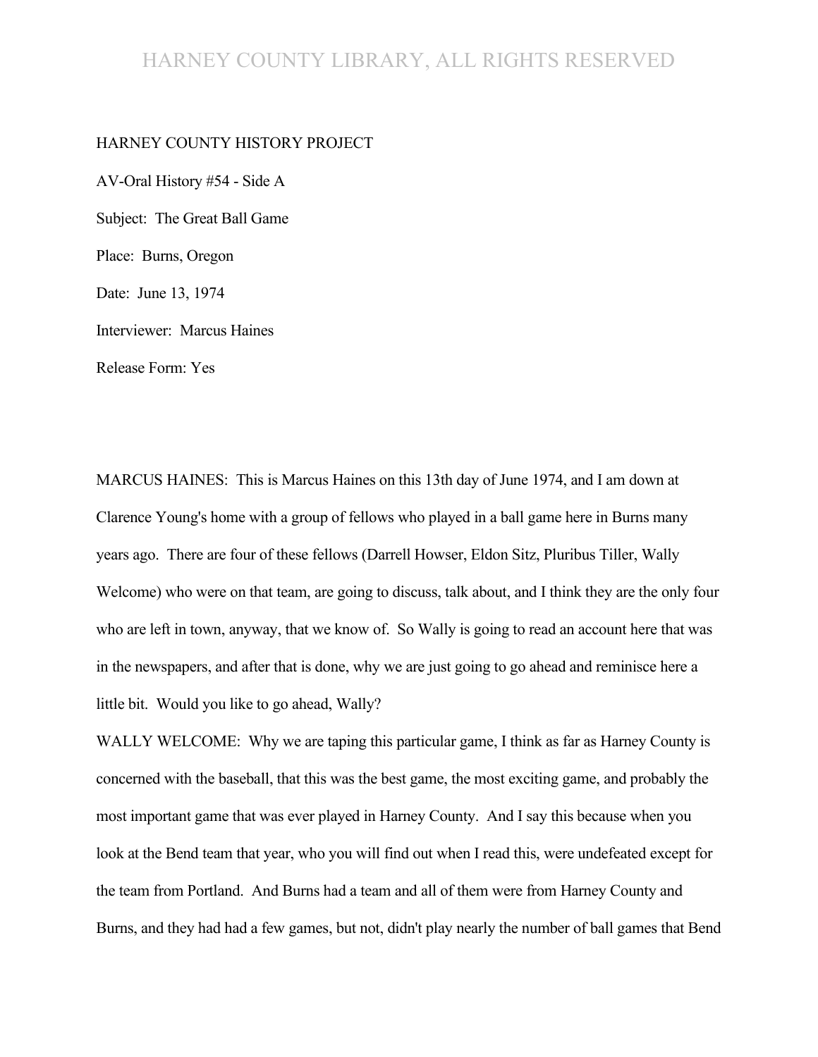HARNEY COUNTY HISTORY PROJECT

AV-Oral History #54 - Side A

Subject: The Great Ball Game

Place: Burns, Oregon

Date: June 13, 1974

Interviewer: Marcus Haines

Release Form: Yes

MARCUS HAINES: This is Marcus Haines on this 13th day of June 1974, and I am down at Clarence Young's home with a group of fellows who played in a ball game here in Burns many years ago. There are four of these fellows (Darrell Howser, Eldon Sitz, Pluribus Tiller, Wally Welcome) who were on that team, are going to discuss, talk about, and I think they are the only four who are left in town, anyway, that we know of. So Wally is going to read an account here that was in the newspapers, and after that is done, why we are just going to go ahead and reminisce here a little bit. Would you like to go ahead, Wally?

WALLY WELCOME: Why we are taping this particular game, I think as far as Harney County is concerned with the baseball, that this was the best game, the most exciting game, and probably the most important game that was ever played in Harney County. And I say this because when you look at the Bend team that year, who you will find out when I read this, were undefeated except for the team from Portland. And Burns had a team and all of them were from Harney County and Burns, and they had had a few games, but not, didn't play nearly the number of ball games that Bend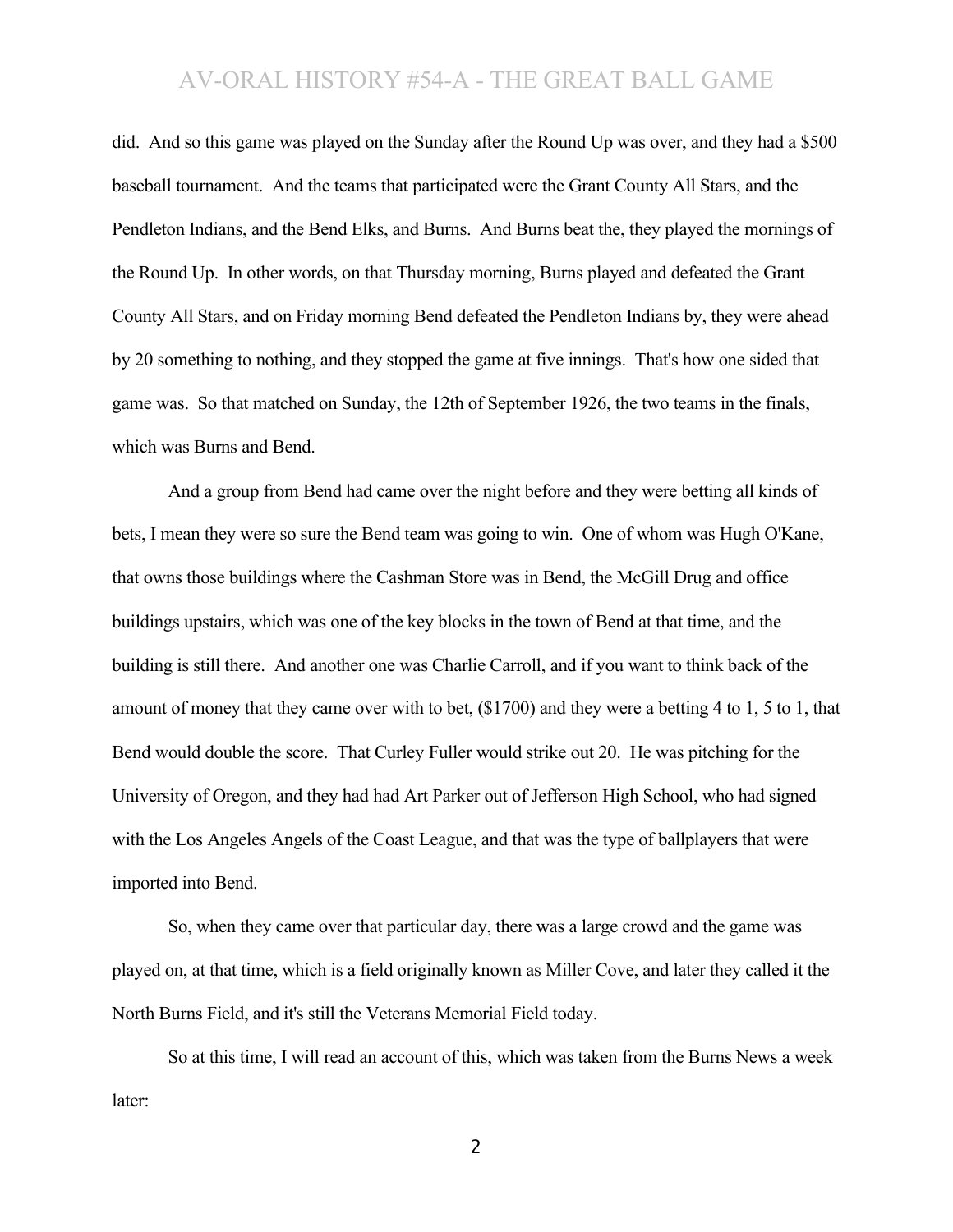did. And so this game was played on the Sunday after the Round Up was over, and they had a $500 baseball tournament. And the teams that participated were the Grant County All Stars, and the Pendleton Indians, and the Bend Elks, and Burns. And Burns beat the, they played the mornings of the Round Up. In other words, on that Thursday morning, Burns played and defeated the Grant County All Stars, and on Friday morning Bend defeated the Pendleton Indians by, they were ahead by 20 something to nothing, and they stopped the game at five innings. That's how one sided that game was. So that matched on Sunday, the 12th of September 1926, the two teams in the finals, which was Burns and Bend.

And a group from Bend had came over the night before and they were betting all kinds of bets, I mean they were so sure the Bend team was going to win. One of whom was Hugh O'Kane, that owns those buildings where the Cashman Store was in Bend, the McGill Drug and office buildings upstairs, which was one of the key blocks in the town of Bend at that time, and the building is still there. And another one was Charlie Carroll, and if you want to think back of the amount of money that they came over with to bet, ($1700) and they were a betting 4 to 1, 5 to 1, that Bend would double the score. That Curley Fuller would strike out 20. He was pitching for the University of Oregon, and they had had Art Parker out of Jefferson High School, who had signed with the Los Angeles Angels of the Coast League, and that was the type of ballplayers that were imported into Bend.

So, when they came over that particular day, there was a large crowd and the game was played on, at that time, which is a field originally known as Miller Cove, and later they called it the North Burns Field, and it's still the Veterans Memorial Field today.

So at this time, I will read an account of this, which was taken from the Burns News a week later: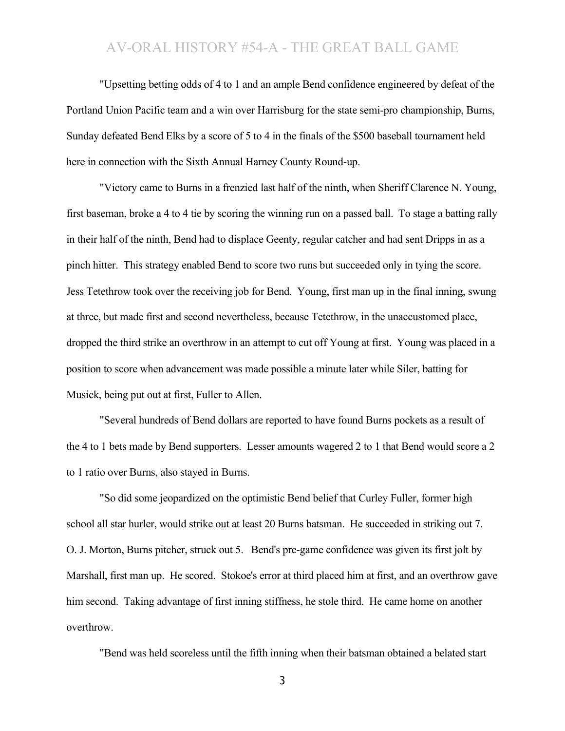"Upsetting betting odds of 4 to 1 and an ample Bend confidence engineered by defeat of the Portland Union Pacific team and a win over Harrisburg for the state semi-pro championship, Burns, Sunday defeated Bend Elks by a score of 5 to 4 in the finals of the $500 baseball tournament held here in connection with the Sixth Annual Harney County Round-up.

"Victory came to Burns in a frenzied last half of the ninth, when Sheriff Clarence N. Young, first baseman, broke a 4 to 4 tie by scoring the winning run on a passed ball. To stage a batting rally in their half of the ninth, Bend had to displace Geenty, regular catcher and had sent Dripps in as a pinch hitter. This strategy enabled Bend to score two runs but succeeded only in tying the score. Jess Tetethrow took over the receiving job for Bend. Young, first man up in the final inning, swung at three, but made first and second nevertheless, because Tetethrow, in the unaccustomed place, dropped the third strike an overthrow in an attempt to cut off Young at first. Young was placed in a position to score when advancement was made possible a minute later while Siler, batting for Musick, being put out at first, Fuller to Allen.

"Several hundreds of Bend dollars are reported to have found Burns pockets as a result of the 4 to 1 bets made by Bend supporters. Lesser amounts wagered 2 to 1 that Bend would score a 2 to 1 ratio over Burns, also stayed in Burns.

"So did some jeopardized on the optimistic Bend belief that Curley Fuller, former high school all star hurler, would strike out at least 20 Burns batsman. He succeeded in striking out 7. O. J. Morton, Burns pitcher, struck out 5. Bend's pre-game confidence was given its first jolt by Marshall, first man up. He scored. Stokoe's error at third placed him at first, and an overthrow gave him second. Taking advantage of first inning stiffness, he stole third. He came home on another overthrow.

"Bend was held scoreless until the fifth inning when their batsman obtained a belated start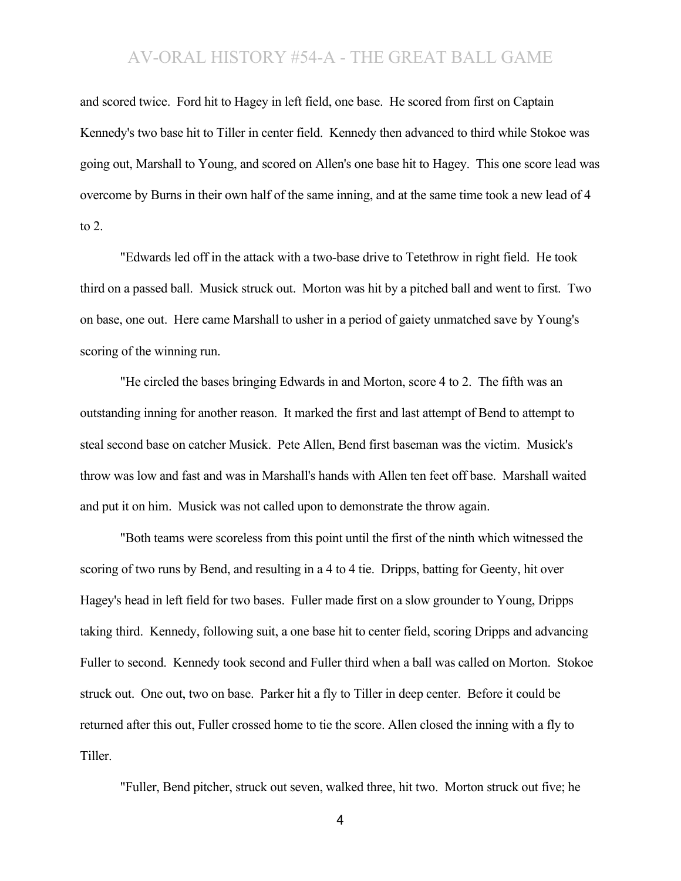and scored twice. Ford hit to Hagey in left field, one base. He scored from first on Captain Kennedy's two base hit to Tiller in center field. Kennedy then advanced to third while Stokoe was going out, Marshall to Young, and scored on Allen's one base hit to Hagey. This one score lead was overcome by Burns in their own half of the same inning, and at the same time took a new lead of 4 to 2.

"Edwards led off in the attack with a two-base drive to Tetethrow in right field. He took third on a passed ball. Musick struck out. Morton was hit by a pitched ball and went to first. Two on base, one out. Here came Marshall to usher in a period of gaiety unmatched save by Young's scoring of the winning run.

"He circled the bases bringing Edwards in and Morton, score 4 to 2. The fifth was an outstanding inning for another reason. It marked the first and last attempt of Bend to attempt to steal second base on catcher Musick. Pete Allen, Bend first baseman was the victim. Musick's throw was low and fast and was in Marshall's hands with Allen ten feet off base. Marshall waited and put it on him. Musick was not called upon to demonstrate the throw again.

"Both teams were scoreless from this point until the first of the ninth which witnessed the scoring of two runs by Bend, and resulting in a 4 to 4 tie. Dripps, batting for Geenty, hit over Hagey's head in left field for two bases. Fuller made first on a slow grounder to Young, Dripps taking third. Kennedy, following suit, a one base hit to center field, scoring Dripps and advancing Fuller to second. Kennedy took second and Fuller third when a ball was called on Morton. Stokoe struck out. One out, two on base. Parker hit a fly to Tiller in deep center. Before it could be returned after this out, Fuller crossed home to tie the score. Allen closed the inning with a fly to Tiller.

"Fuller, Bend pitcher, struck out seven, walked three, hit two. Morton struck out five; he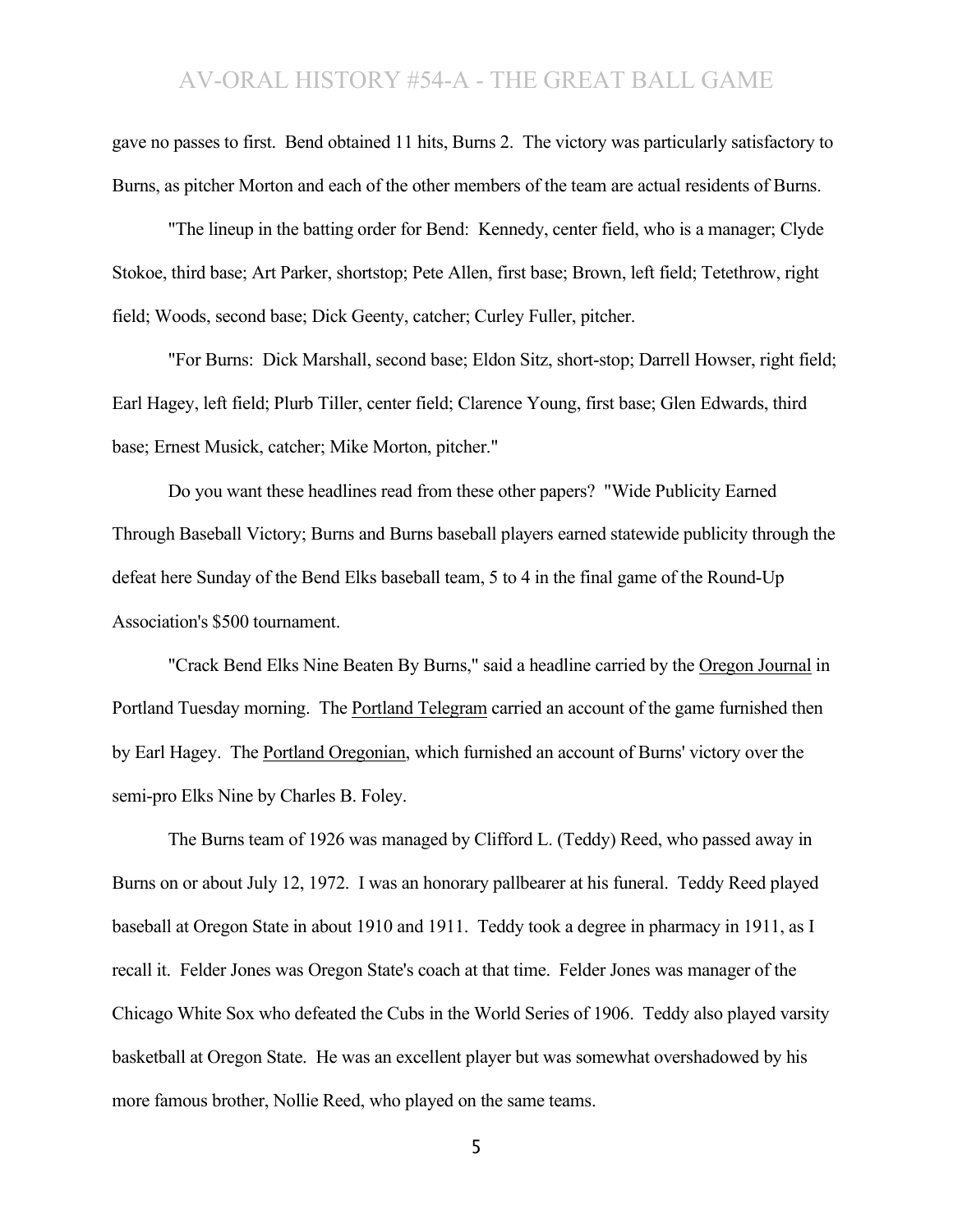gave no passes to first. Bend obtained 11 hits, Burns 2. The victory was particularly satisfactory to Burns, as pitcher Morton and each of the other members of the team are actual residents of Burns.

"The lineup in the batting order for Bend: Kennedy, center field, who is a manager; Clyde Stokoe, third base; Art Parker, shortstop; Pete Allen, first base; Brown, left field; Tetethrow, right field; Woods, second base; Dick Geenty, catcher; Curley Fuller, pitcher.

"For Burns: Dick Marshall, second base; Eldon Sitz, short-stop; Darrell Howser, right field; Earl Hagey, left field; Plurb Tiller, center field; Clarence Young, first base; Glen Edwards, third base; Ernest Musick, catcher; Mike Morton, pitcher."

Do you want these headlines read from these other papers? "Wide Publicity Earned Through Baseball Victory; Burns and Burns baseball players earned statewide publicity through the defeat here Sunday of the Bend Elks baseball team, 5 to 4 in the final game of the Round-Up Association's $500 tournament.

"Crack Bend Elks Nine Beaten By Burns," said a headline carried by the Oregon Journal in Portland Tuesday morning. The Portland Telegram carried an account of the game furnished then by Earl Hagey. The Portland Oregonian, which furnished an account of Burns' victory over the semi-pro Elks Nine by Charles B. Foley.

The Burns team of 1926 was managed by Clifford L. (Teddy) Reed, who passed away in Burns on or about July 12, 1972. I was an honorary pallbearer at his funeral. Teddy Reed played baseball at Oregon State in about 1910 and 1911. Teddy took a degree in pharmacy in 1911, as I recall it. Felder Jones was Oregon State's coach at that time. Felder Jones was manager of the Chicago White Sox who defeated the Cubs in the World Series of 1906. Teddy also played varsity basketball at Oregon State. He was an excellent player but was somewhat overshadowed by his more famous brother, Nollie Reed, who played on the same teams.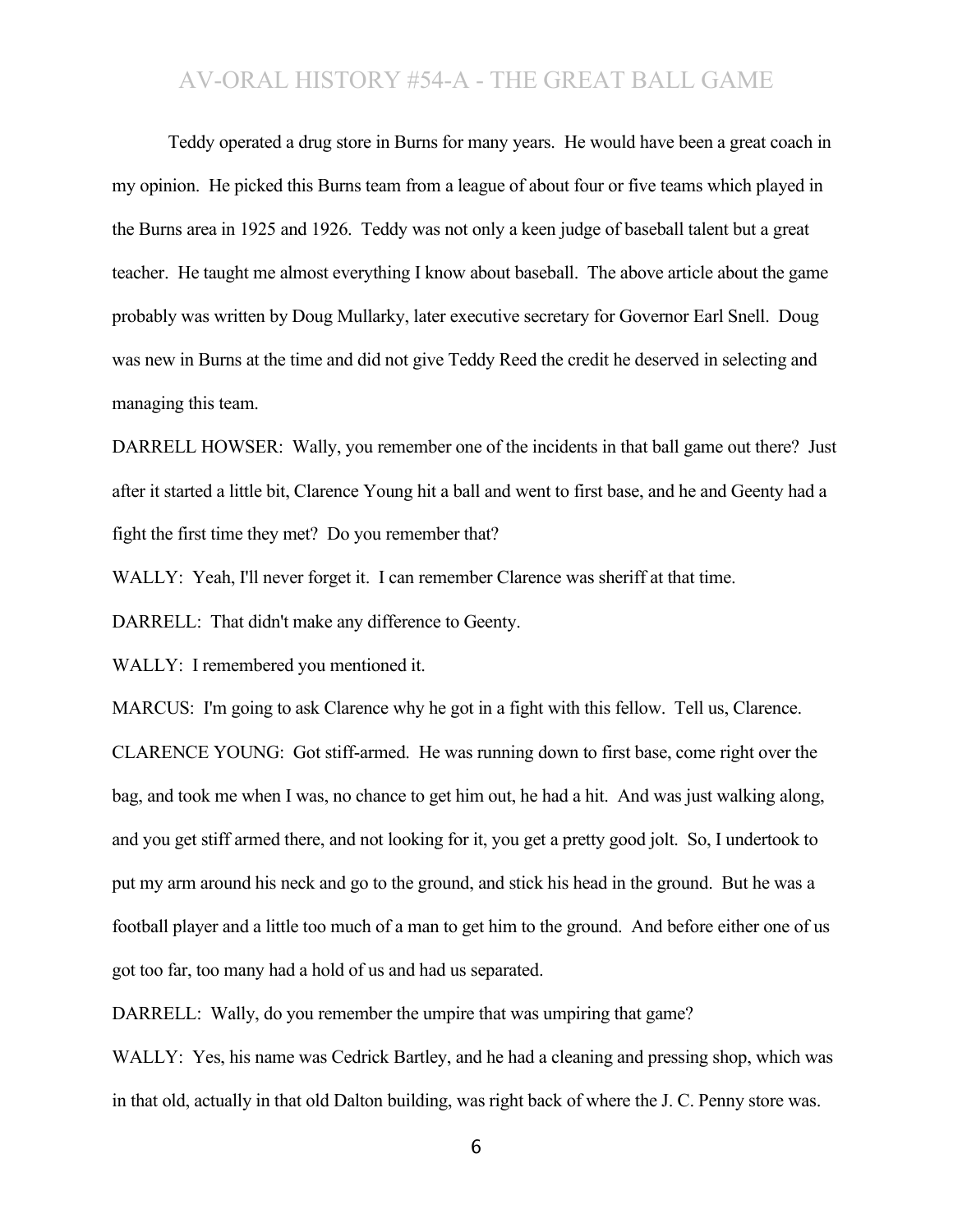Teddy operated a drug store in Burns for many years. He would have been a great coach in my opinion. He picked this Burns team from a league of about four or five teams which played in the Burns area in 1925 and 1926. Teddy was not only a keen judge of baseball talent but a great teacher. He taught me almost everything I know about baseball. The above article about the game probably was written by Doug Mullarky, later executive secretary for Governor Earl Snell. Doug was new in Burns at the time and did not give Teddy Reed the credit he deserved in selecting and managing this team.

DARRELL HOWSER: Wally, you remember one of the incidents in that ball game out there? Just after it started a little bit, Clarence Young hit a ball and went to first base, and he and Geenty had a fight the first time they met? Do you remember that?

WALLY: Yeah, I'll never forget it. I can remember Clarence was sheriff at that time.

DARRELL: That didn't make any difference to Geenty.

WALLY: I remembered you mentioned it.

MARCUS: I'm going to ask Clarence why he got in a fight with this fellow. Tell us, Clarence.

CLARENCE YOUNG: Got stiff-armed. He was running down to first base, come right over the bag, and took me when I was, no chance to get him out, he had a hit. And was just walking along, and you get stiff armed there, and not looking for it, you get a pretty good jolt. So, I undertook to put my arm around his neck and go to the ground, and stick his head in the ground. But he was a football player and a little too much of a man to get him to the ground. And before either one of us got too far, too many had a hold of us and had us separated.

DARRELL: Wally, do you remember the umpire that was umpiring that game?

WALLY: Yes, his name was Cedrick Bartley, and he had a cleaning and pressing shop, which was in that old, actually in that old Dalton building, was right back of where the J. C. Penny store was.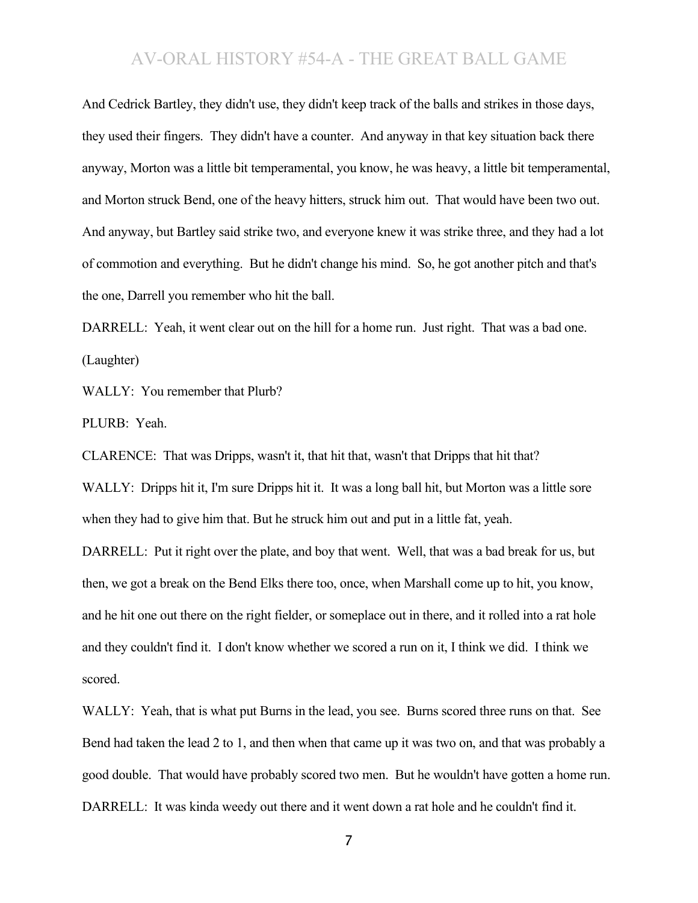And Cedrick Bartley, they didn't use, they didn't keep track of the balls and strikes in those days, they used their fingers. They didn't have a counter. And anyway in that key situation back there anyway, Morton was a little bit temperamental, you know, he was heavy, a little bit temperamental, and Morton struck Bend, one of the heavy hitters, struck him out. That would have been two out. And anyway, but Bartley said strike two, and everyone knew it was strike three, and they had a lot of commotion and everything. But he didn't change his mind. So, he got another pitch and that's the one, Darrell you remember who hit the ball.

DARRELL: Yeah, it went clear out on the hill for a home run. Just right. That was a bad one. (Laughter)

WALLY: You remember that Plurb?

PLURB: Yeah.

CLARENCE: That was Dripps, wasn't it, that hit that, wasn't that Dripps that hit that?

WALLY: Dripps hit it, I'm sure Dripps hit it. It was a long ball hit, but Morton was a little sore when they had to give him that. But he struck him out and put in a little fat, yeah.

DARRELL: Put it right over the plate, and boy that went. Well, that was a bad break for us, but then, we got a break on the Bend Elks there too, once, when Marshall come up to hit, you know, and he hit one out there on the right fielder, or someplace out in there, and it rolled into a rat hole and they couldn't find it. I don't know whether we scored a run on it, I think we did. I think we scored.

WALLY: Yeah, that is what put Burns in the lead, you see. Burns scored three runs on that. See Bend had taken the lead 2 to 1, and then when that came up it was two on, and that was probably a good double. That would have probably scored two men. But he wouldn't have gotten a home run.

DARRELL: It was kinda weedy out there and it went down a rat hole and he couldn't find it.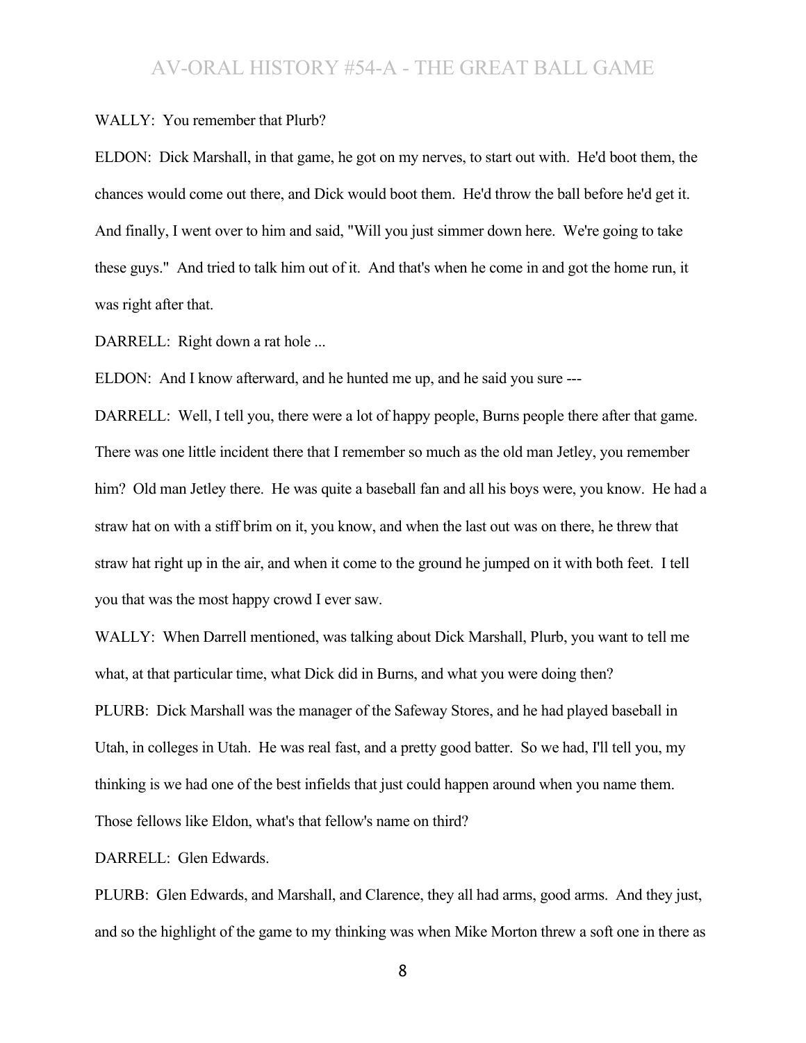WALLY: You remember that Plurb?

ELDON: Dick Marshall, in that game, he got on my nerves, to start out with. He'd boot them, the chances would come out there, and Dick would boot them. He'd throw the ball before he'd get it. And finally, I went over to him and said, "Will you just simmer down here. We're going to take these guys." And tried to talk him out of it. And that's when he come in and got the home run, it was right after that.

DARRELL: Right down a rat hole ...

ELDON: And I know afterward, and he hunted me up, and he said you sure ---

DARRELL: Well, I tell you, there were a lot of happy people, Burns people there after that game. There was one little incident there that I remember so much as the old man Jetley, you remember him? Old man Jetley there. He was quite a baseball fan and all his boys were, you know. He had a straw hat on with a stiff brim on it, you know, and when the last out was on there, he threw that straw hat right up in the air, and when it come to the ground he jumped on it with both feet. I tell you that was the most happy crowd I ever saw.

WALLY: When Darrell mentioned, was talking about Dick Marshall, Plurb, you want to tell me what, at that particular time, what Dick did in Burns, and what you were doing then?

PLURB: Dick Marshall was the manager of the Safeway Stores, and he had played baseball in Utah, in colleges in Utah. He was real fast, and a pretty good batter. So we had, I'll tell you, my thinking is we had one of the best infields that just could happen around when you name them. Those fellows like Eldon, what's that fellow's name on third?

DARRELL: Glen Edwards.

PLURB: Glen Edwards, and Marshall, and Clarence, they all had arms, good arms. And they just, and so the highlight of the game to my thinking was when Mike Morton threw a soft one in there as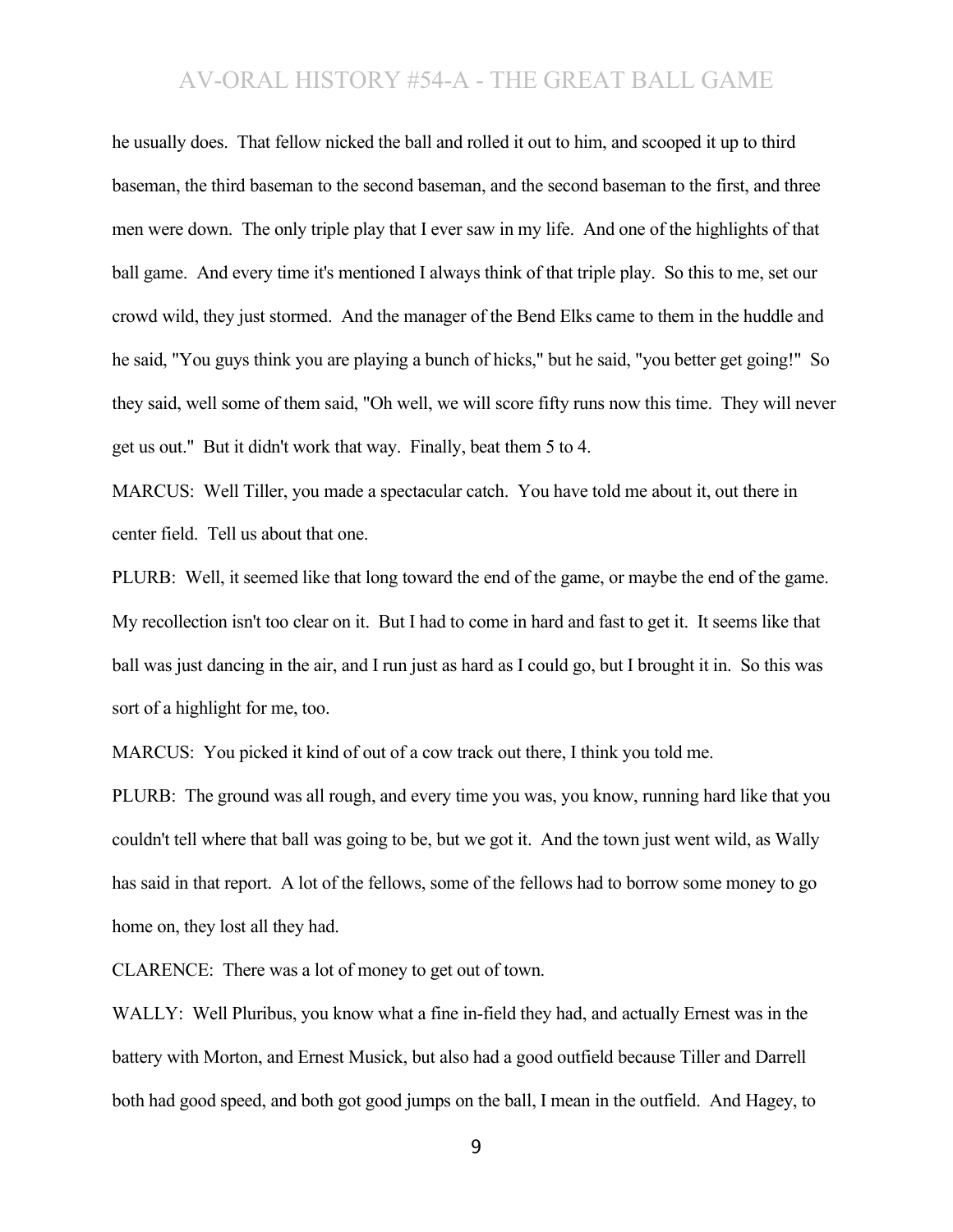he usually does. That fellow nicked the ball and rolled it out to him, and scooped it up to third baseman, the third baseman to the second baseman, and the second baseman to the first, and three men were down. The only triple play that I ever saw in my life. And one of the highlights of that ball game. And every time it's mentioned I always think of that triple play. So this to me, set our crowd wild, they just stormed. And the manager of the Bend Elks came to them in the huddle and he said, "You guys think you are playing a bunch of hicks," but he said, "you better get going!" So they said, well some of them said, "Oh well, we will score fifty runs now this time. They will never get us out." But it didn't work that way. Finally, beat them 5 to 4.

MARCUS: Well Tiller, you made a spectacular catch. You have told me about it, out there in center field. Tell us about that one.

PLURB: Well, it seemed like that long toward the end of the game, or maybe the end of the game. My recollection isn't too clear on it. But I had to come in hard and fast to get it. It seems like that ball was just dancing in the air, and I run just as hard as I could go, but I brought it in. So this was sort of a highlight for me, too.

MARCUS: You picked it kind of out of a cow track out there, I think you told me.

PLURB: The ground was all rough, and every time you was, you know, running hard like that you couldn't tell where that ball was going to be, but we got it. And the town just went wild, as Wally has said in that report. A lot of the fellows, some of the fellows had to borrow some money to go home on, they lost all they had.

CLARENCE: There was a lot of money to get out of town.

WALLY: Well Pluribus, you know what a fine in-field they had, and actually Ernest was in the battery with Morton, and Ernest Musick, but also had a good outfield because Tiller and Darrell both had good speed, and both got good jumps on the ball, I mean in the outfield. And Hagey, to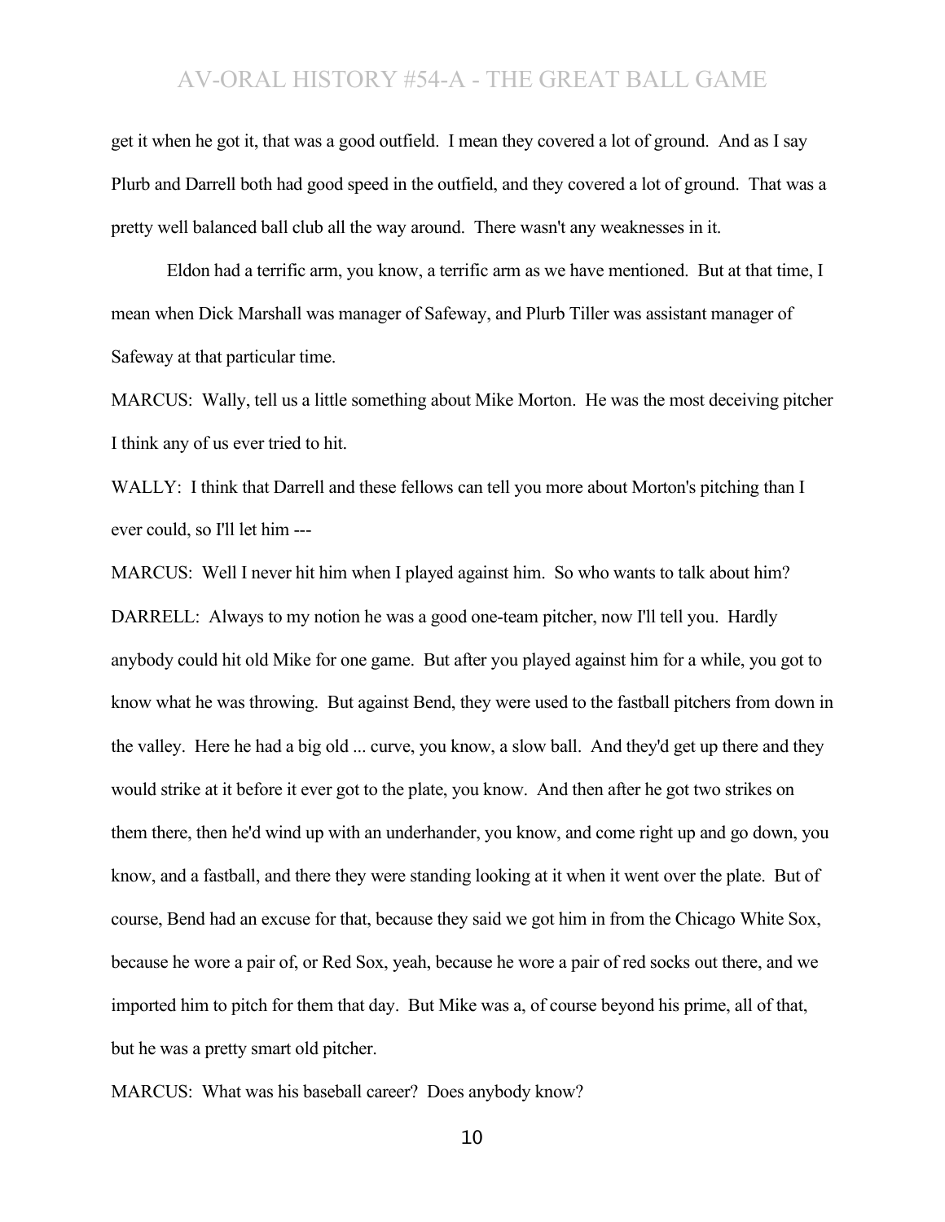get it when he got it, that was a good outfield. I mean they covered a lot of ground. And as I say Plurb and Darrell both had good speed in the outfield, and they covered a lot of ground. That was a pretty well balanced ball club all the way around. There wasn't any weaknesses in it.

Eldon had a terrific arm, you know, a terrific arm as we have mentioned. But at that time, I mean when Dick Marshall was manager of Safeway, and Plurb Tiller was assistant manager of Safeway at that particular time.

MARCUS: Wally, tell us a little something about Mike Morton. He was the most deceiving pitcher I think any of us ever tried to hit.

WALLY: I think that Darrell and these fellows can tell you more about Morton's pitching than I ever could, so I'll let him ---

MARCUS: Well I never hit him when I played against him. So who wants to talk about him?

DARRELL: Always to my notion he was a good one-team pitcher, now I'll tell you. Hardly anybody could hit old Mike for one game. But after you played against him for a while, you got to know what he was throwing. But against Bend, they were used to the fastball pitchers from down in the valley. Here he had a big old ... curve, you know, a slow ball. And they'd get up there and they would strike at it before it ever got to the plate, you know. And then after he got two strikes on them there, then he'd wind up with an underhander, you know, and come right up and go down, you know, and a fastball, and there they were standing looking at it when it went over the plate. But of course, Bend had an excuse for that, because they said we got him in from the Chicago White Sox, because he wore a pair of, or Red Sox, yeah, because he wore a pair of red socks out there, and we imported him to pitch for them that day. But Mike was a, of course beyond his prime, all of that, but he was a pretty smart old pitcher.

MARCUS: What was his baseball career? Does anybody know?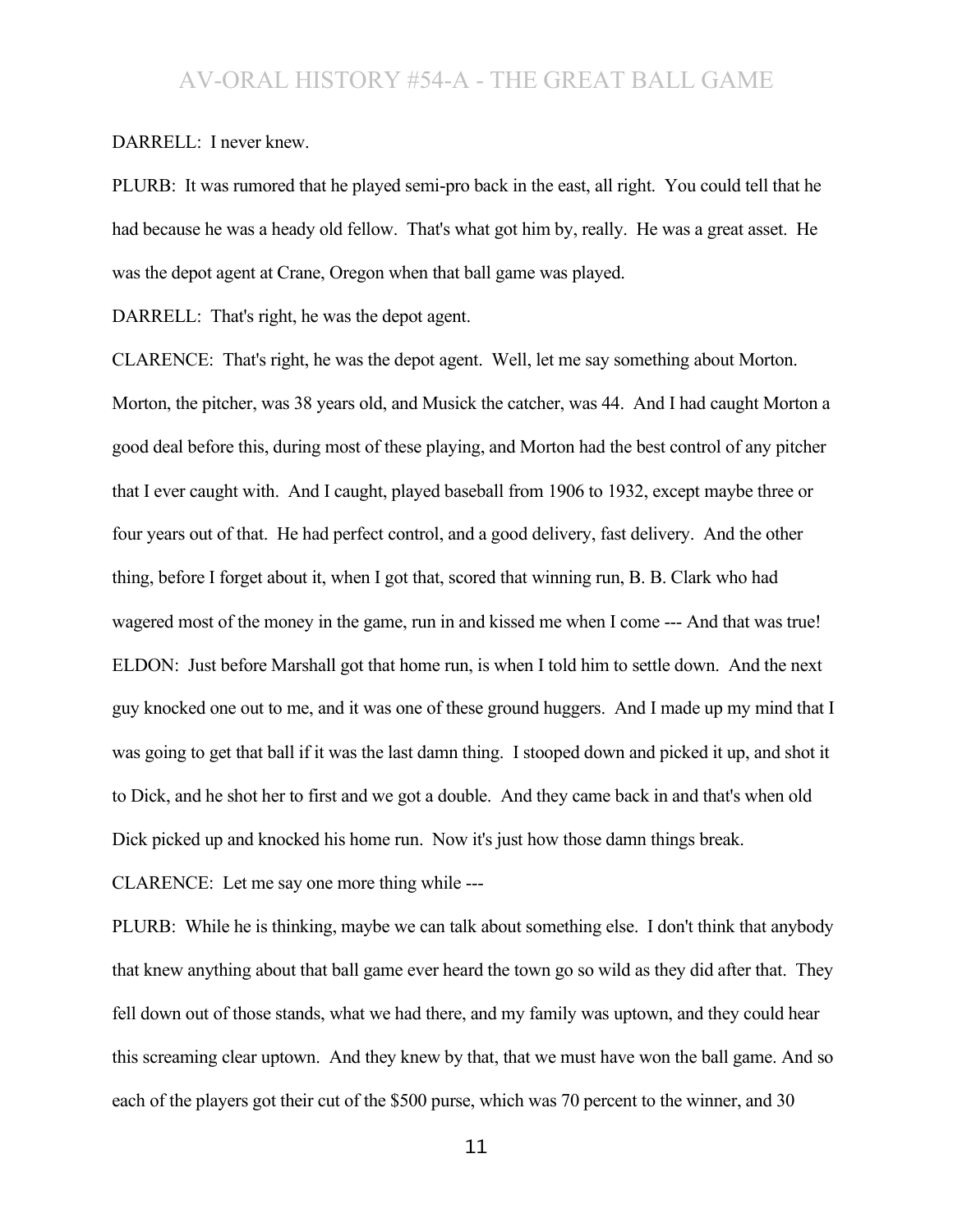DARRELL: I never knew.

PLURB: It was rumored that he played semi-pro back in the east, all right. You could tell that he had because he was a heady old fellow. That's what got him by, really. He was a great asset. He was the depot agent at Crane, Oregon when that ball game was played.

DARRELL: That's right, he was the depot agent.

CLARENCE: That's right, he was the depot agent. Well, let me say something about Morton. Morton, the pitcher, was 38 years old, and Musick the catcher, was 44. And I had caught Morton a good deal before this, during most of these playing, and Morton had the best control of any pitcher that I ever caught with. And I caught, played baseball from 1906 to 1932, except maybe three or four years out of that. He had perfect control, and a good delivery, fast delivery. And the other thing, before I forget about it, when I got that, scored that winning run, B. B. Clark who had wagered most of the money in the game, run in and kissed me when I come --- And that was true!

ELDON: Just before Marshall got that home run, is when I told him to settle down. And the next guy knocked one out to me, and it was one of these ground huggers. And I made up my mind that I was going to get that ball if it was the last damn thing. I stooped down and picked it up, and shot it to Dick, and he shot her to first and we got a double. And they came back in and that's when old Dick picked up and knocked his home run. Now it's just how those damn things break.

CLARENCE: Let me say one more thing while ---

PLURB: While he is thinking, maybe we can talk about something else. I don't think that anybody that knew anything about that ball game ever heard the town go so wild as they did after that. They fell down out of those stands, what we had there, and my family was uptown, and they could hear this screaming clear uptown. And they knew by that, that we must have won the ball game. And so each of the players got their cut of the $500 purse, which was 70 percent to the winner, and 30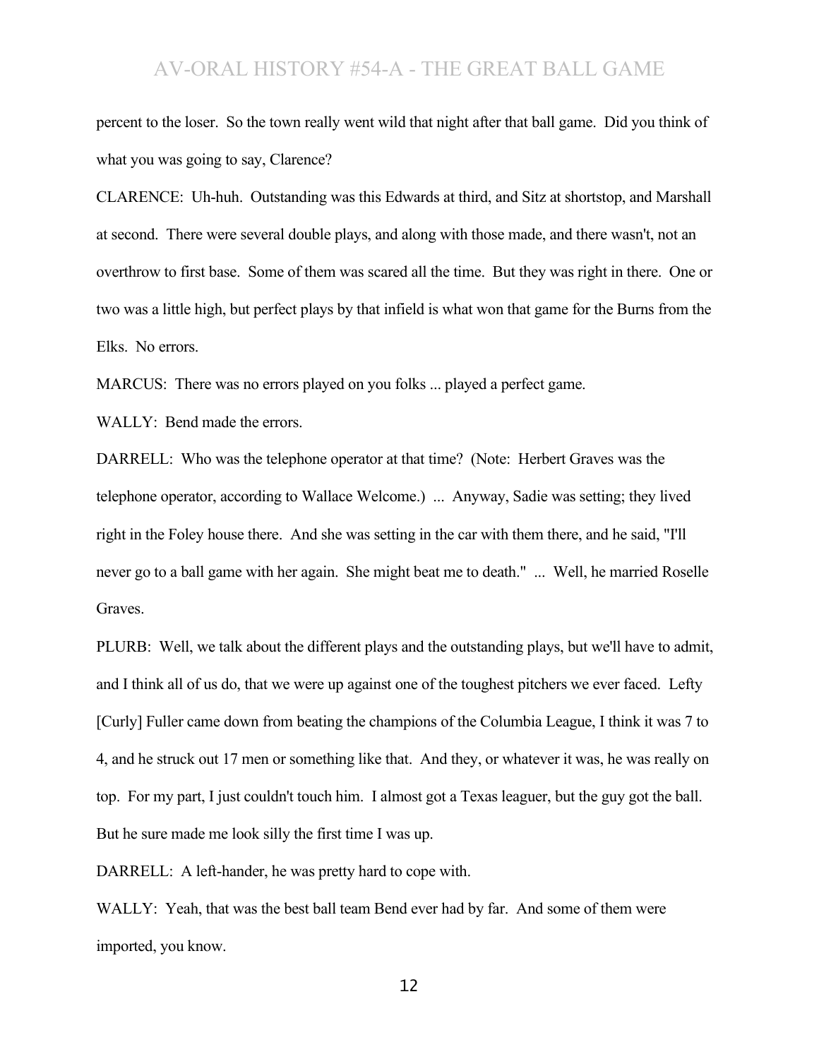percent to the loser. So the town really went wild that night after that ball game. Did you think of what you was going to say, Clarence?

CLARENCE: Uh-huh. Outstanding was this Edwards at third, and Sitz at shortstop, and Marshall at second. There were several double plays, and along with those made, and there wasn't, not an overthrow to first base. Some of them was scared all the time. But they was right in there. One or two was a little high, but perfect plays by that infield is what won that game for the Burns from the Elks. No errors.

MARCUS: There was no errors played on you folks ... played a perfect game.

WALLY: Bend made the errors.

DARRELL: Who was the telephone operator at that time? (Note: Herbert Graves was the telephone operator, according to Wallace Welcome.) ... Anyway, Sadie was setting; they lived right in the Foley house there. And she was setting in the car with them there, and he said, "I'll never go to a ball game with her again. She might beat me to death." ... Well, he married Roselle Graves.

PLURB: Well, we talk about the different plays and the outstanding plays, but we'll have to admit, and I think all of us do, that we were up against one of the toughest pitchers we ever faced. Lefty [Curly] Fuller came down from beating the champions of the Columbia League, I think it was 7 to 4, and he struck out 17 men or something like that. And they, or whatever it was, he was really on top. For my part, I just couldn't touch him. I almost got a Texas leaguer, but the guy got the ball. But he sure made me look silly the first time I was up.

DARRELL: A left-hander, he was pretty hard to cope with.

WALLY: Yeah, that was the best ball team Bend ever had by far. And some of them were imported, you know.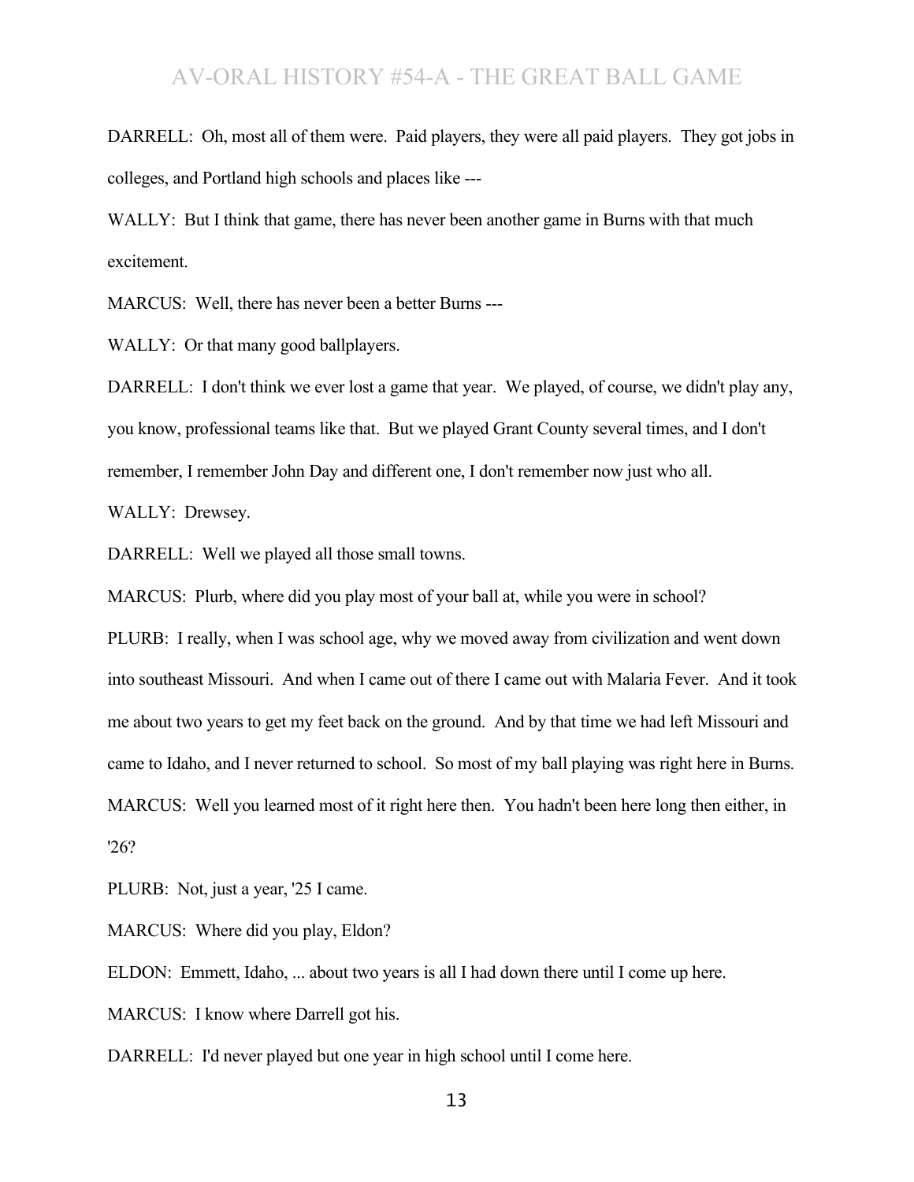DARRELL: Oh, most all of them were. Paid players, they were all paid players. They got jobs in colleges, and Portland high schools and places like ---

WALLY: But I think that game, there has never been another game in Burns with that much excitement.

MARCUS: Well, there has never been a better Burns ---

WALLY: Or that many good ballplayers.

DARRELL: I don't think we ever lost a game that year. We played, of course, we didn't play any, you know, professional teams like that. But we played Grant County several times, and I don't remember, I remember John Day and different one, I don't remember now just who all.

WALLY: Drewsey.

DARRELL: Well we played all those small towns.

MARCUS: Plurb, where did you play most of your ball at, while you were in school?

PLURB: I really, when I was school age, why we moved away from civilization and went down into southeast Missouri. And when I came out of there I came out with Malaria Fever. And it took me about two years to get my feet back on the ground. And by that time we had left Missouri and came to Idaho, and I never returned to school. So most of my ball playing was right here in Burns.

MARCUS: Well you learned most of it right here then. You hadn't been here long then either, in '26?

PLURB: Not, just a year, '25 I came.

MARCUS: Where did you play, Eldon?

ELDON: Emmett, Idaho, ... about two years is all I had down there until I come up here.

MARCUS: I know where Darrell got his.

DARRELL: I'd never played but one year in high school until I come here.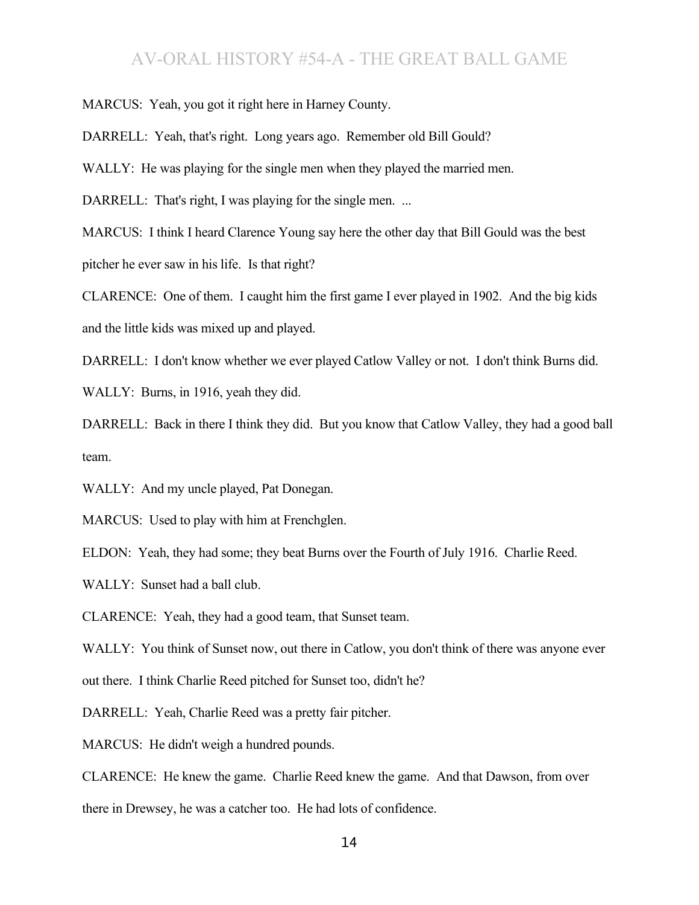MARCUS: Yeah, you got it right here in Harney County.

DARRELL: Yeah, that's right. Long years ago. Remember old Bill Gould?

WALLY: He was playing for the single men when they played the married men.

DARRELL: That's right, I was playing for the single men. ...

MARCUS: I think I heard Clarence Young say here the other day that Bill Gould was the best pitcher he ever saw in his life. Is that right?

CLARENCE: One of them. I caught him the first game I ever played in 1902. And the big kids and the little kids was mixed up and played.

DARRELL: I don't know whether we ever played Catlow Valley or not. I don't think Burns did.

WALLY: Burns, in 1916, yeah they did.

DARRELL: Back in there I think they did. But you know that Catlow Valley, they had a good ball team.

WALLY: And my uncle played, Pat Donegan.

MARCUS: Used to play with him at Frenchglen.

ELDON: Yeah, they had some; they beat Burns over the Fourth of July 1916. Charlie Reed.

WALLY: Sunset had a ball club.

CLARENCE: Yeah, they had a good team, that Sunset team.

WALLY: You think of Sunset now, out there in Catlow, you don't think of there was anyone ever out there. I think Charlie Reed pitched for Sunset too, didn't he?

DARRELL: Yeah, Charlie Reed was a pretty fair pitcher.

MARCUS: He didn't weigh a hundred pounds.

CLARENCE: He knew the game. Charlie Reed knew the game. And that Dawson, from over there in Drewsey, he was a catcher too. He had lots of confidence.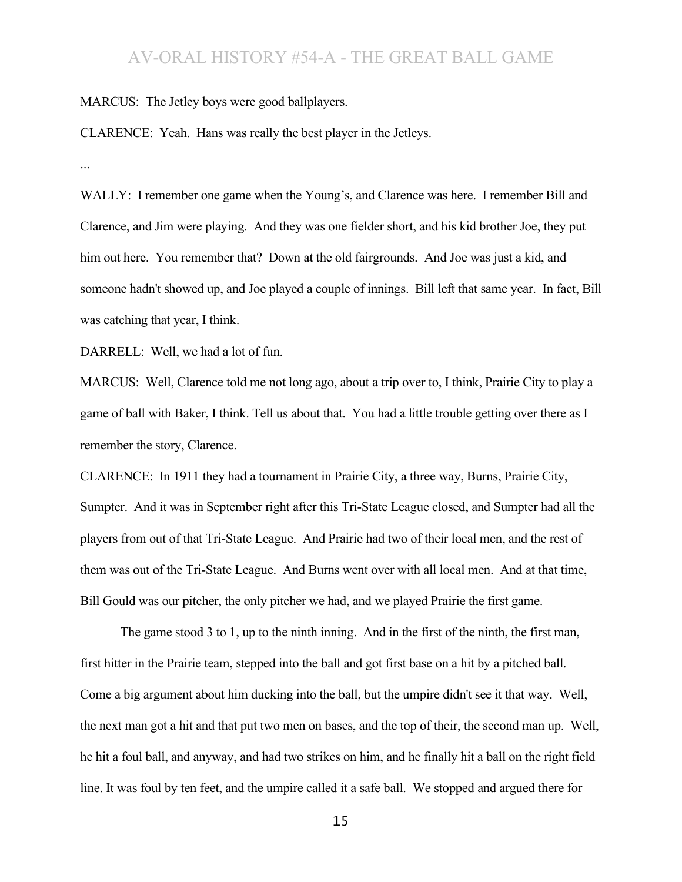MARCUS: The Jetley boys were good ballplayers.

CLARENCE: Yeah. Hans was really the best player in the Jetleys.

...

WALLY: I remember one game when the Young's, and Clarence was here. I remember Bill and Clarence, and Jim were playing. And they was one fielder short, and his kid brother Joe, they put him out here. You remember that? Down at the old fairgrounds. And Joe was just a kid, and someone hadn't showed up, and Joe played a couple of innings. Bill left that same year. In fact, Bill was catching that year, I think.

DARRELL: Well, we had a lot of fun.

MARCUS: Well, Clarence told me not long ago, about a trip over to, I think, Prairie City to play a game of ball with Baker, I think. Tell us about that. You had a little trouble getting over there as I remember the story, Clarence.

CLARENCE: In 1911 they had a tournament in Prairie City, a three way, Burns, Prairie City, Sumpter. And it was in September right after this Tri-State League closed, and Sumpter had all the players from out of that Tri-State League. And Prairie had two of their local men, and the rest of them was out of the Tri-State League. And Burns went over with all local men. And at that time, Bill Gould was our pitcher, the only pitcher we had, and we played Prairie the first game.

The game stood 3 to 1, up to the ninth inning. And in the first of the ninth, the first man, first hitter in the Prairie team, stepped into the ball and got first base on a hit by a pitched ball. Come a big argument about him ducking into the ball, but the umpire didn't see it that way. Well, the next man got a hit and that put two men on bases, and the top of their, the second man up. Well, he hit a foul ball, and anyway, and had two strikes on him, and he finally hit a ball on the right field line. It was foul by ten feet, and the umpire called it a safe ball. We stopped and argued there for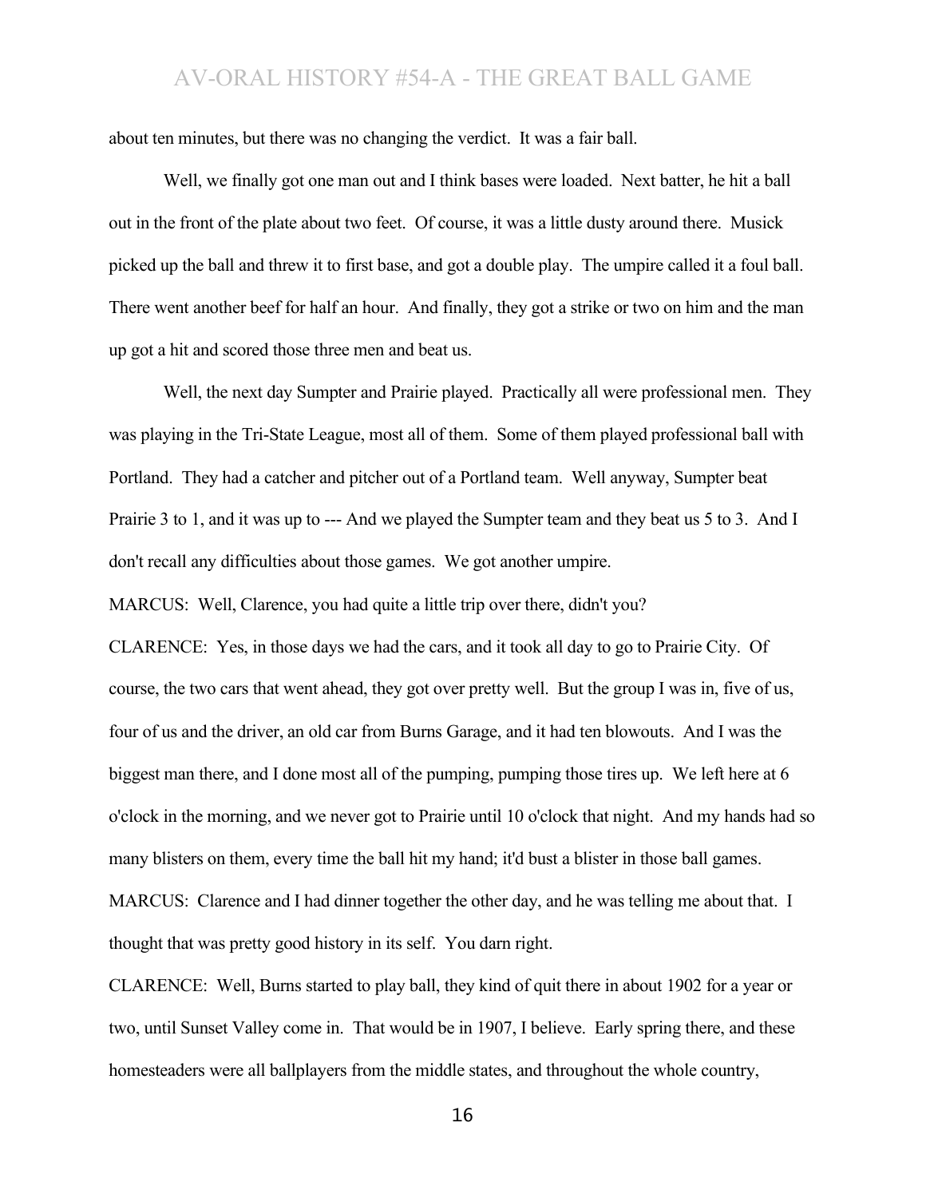about ten minutes, but there was no changing the verdict. It was a fair ball.

Well, we finally got one man out and I think bases were loaded. Next batter, he hit a ball out in the front of the plate about two feet. Of course, it was a little dusty around there. Musick picked up the ball and threw it to first base, and got a double play. The umpire called it a foul ball. There went another beef for half an hour. And finally, they got a strike or two on him and the man up got a hit and scored those three men and beat us.

Well, the next day Sumpter and Prairie played. Practically all were professional men. They was playing in the Tri-State League, most all of them. Some of them played professional ball with Portland. They had a catcher and pitcher out of a Portland team. Well anyway, Sumpter beat Prairie 3 to 1, and it was up to --- And we played the Sumpter team and they beat us 5 to 3. And I don't recall any difficulties about those games. We got another umpire.

MARCUS: Well, Clarence, you had quite a little trip over there, didn't you?

CLARENCE: Yes, in those days we had the cars, and it took all day to go to Prairie City. Of course, the two cars that went ahead, they got over pretty well. But the group I was in, five of us, four of us and the driver, an old car from Burns Garage, and it had ten blowouts. And I was the biggest man there, and I done most all of the pumping, pumping those tires up. We left here at 6 o'clock in the morning, and we never got to Prairie until 10 o'clock that night. And my hands had so many blisters on them, every time the ball hit my hand; it'd bust a blister in those ball games.

MARCUS: Clarence and I had dinner together the other day, and he was telling me about that. I thought that was pretty good history in its self. You darn right.

CLARENCE: Well, Burns started to play ball, they kind of quit there in about 1902 for a year or two, until Sunset Valley come in. That would be in 1907, I believe. Early spring there, and these homesteaders were all ballplayers from the middle states, and throughout the whole country,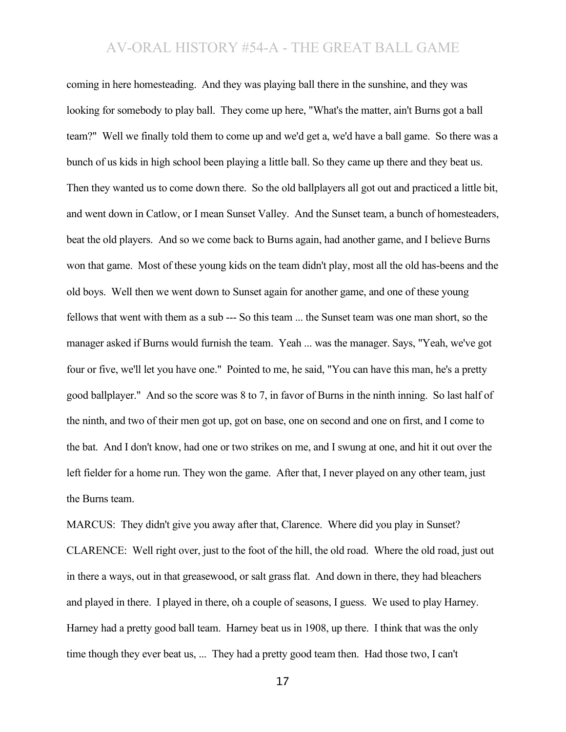coming in here homesteading. And they was playing ball there in the sunshine, and they was looking for somebody to play ball. They come up here, "What's the matter, ain't Burns got a ball team?" Well we finally told them to come up and we'd get a, we'd have a ball game. So there was a bunch of us kids in high school been playing a little ball. So they came up there and they beat us. Then they wanted us to come down there. So the old ballplayers all got out and practiced a little bit, and went down in Catlow, or I mean Sunset Valley. And the Sunset team, a bunch of homesteaders, beat the old players. And so we come back to Burns again, had another game, and I believe Burns won that game. Most of these young kids on the team didn't play, most all the old has-beens and the old boys. Well then we went down to Sunset again for another game, and one of these young fellows that went with them as a sub --- So this team ... the Sunset team was one man short, so the manager asked if Burns would furnish the team. Yeah ... was the manager. Says, "Yeah, we've got four or five, we'll let you have one." Pointed to me, he said, "You can have this man, he's a pretty good ballplayer." And so the score was 8 to 7, in favor of Burns in the ninth inning. So last half of the ninth, and two of their men got up, got on base, one on second and one on first, and I come to the bat. And I don't know, had one or two strikes on me, and I swung at one, and hit it out over the left fielder for a home run. They won the game. After that, I never played on any other team, just the Burns team.

MARCUS: They didn't give you away after that, Clarence. Where did you play in Sunset?

CLARENCE: Well right over, just to the foot of the hill, the old road. Where the old road, just out in there a ways, out in that greasewood, or salt grass flat. And down in there, they had bleachers and played in there. I played in there, oh a couple of seasons, I guess. We used to play Harney. Harney had a pretty good ball team. Harney beat us in 1908, up there. I think that was the only time though they ever beat us, ... They had a pretty good team then. Had those two, I can't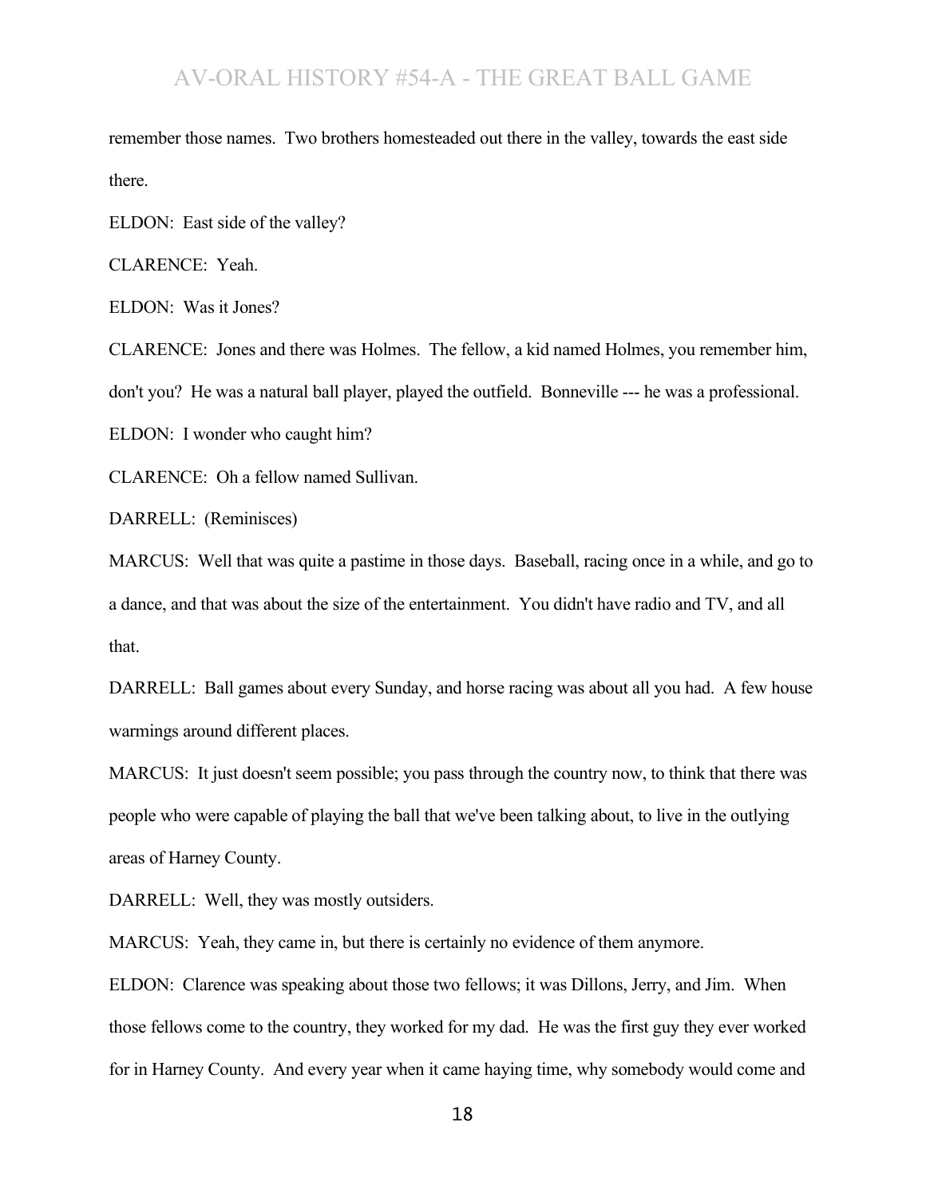remember those names. Two brothers homesteaded out there in the valley, towards the east side there.

ELDON: East side of the valley?

CLARENCE: Yeah.

ELDON: Was it Jones?

CLARENCE: Jones and there was Holmes. The fellow, a kid named Holmes, you remember him, don't you? He was a natural ball player, played the outfield. Bonneville --- he was a professional.

ELDON: I wonder who caught him?

CLARENCE: Oh a fellow named Sullivan.

DARRELL: (Reminisces)

MARCUS: Well that was quite a pastime in those days. Baseball, racing once in a while, and go to a dance, and that was about the size of the entertainment. You didn't have radio and TV, and all that.

DARRELL: Ball games about every Sunday, and horse racing was about all you had. A few house warmings around different places.

MARCUS: It just doesn't seem possible; you pass through the country now, to think that there was people who were capable of playing the ball that we've been talking about, to live in the outlying areas of Harney County.

DARRELL: Well, they was mostly outsiders.

MARCUS: Yeah, they came in, but there is certainly no evidence of them anymore.

ELDON: Clarence was speaking about those two fellows; it was Dillons, Jerry, and Jim. When those fellows come to the country, they worked for my dad. He was the first guy they ever worked for in Harney County. And every year when it came haying time, why somebody would come and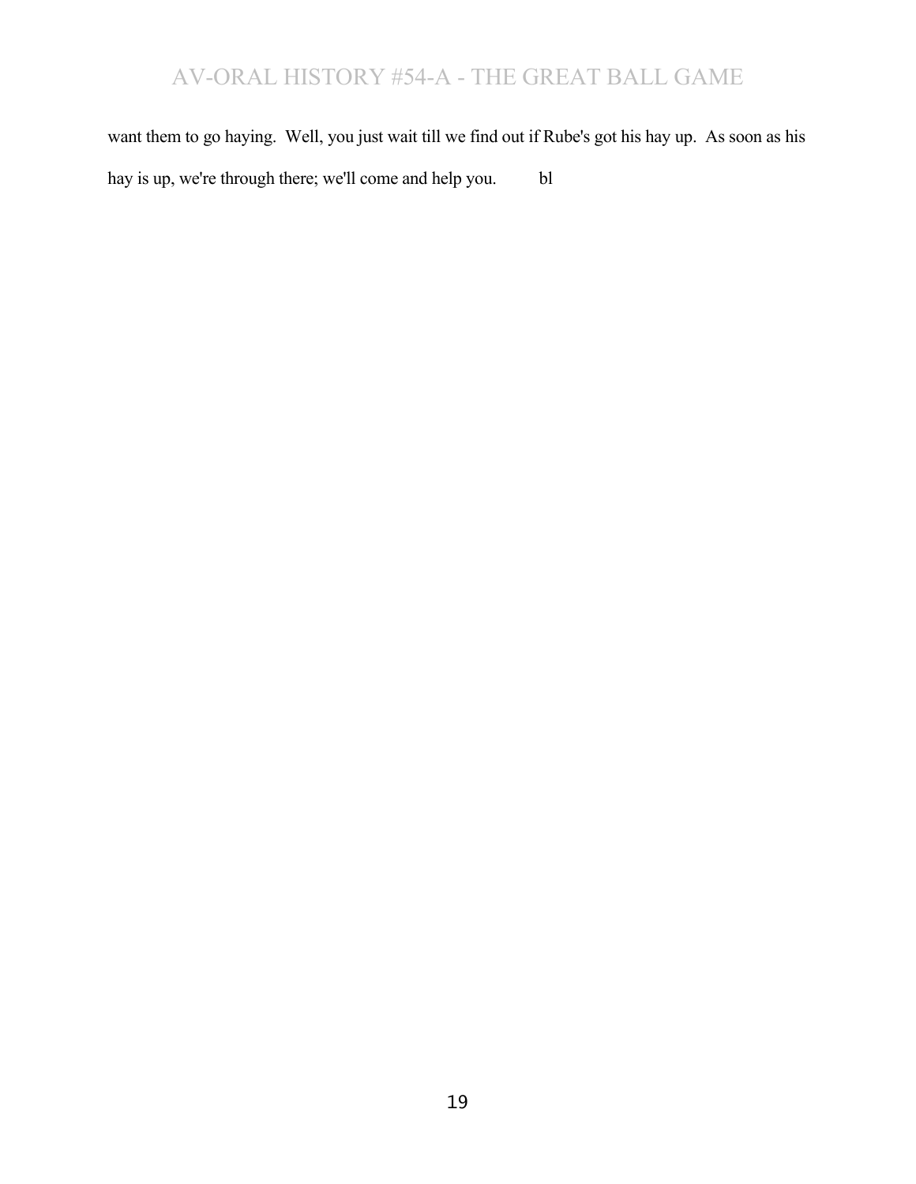want them to go haying. Well, you just wait till we find out if Rube's got his hay up. As soon as his hay is up, we're through there; we'll come and help you. bl